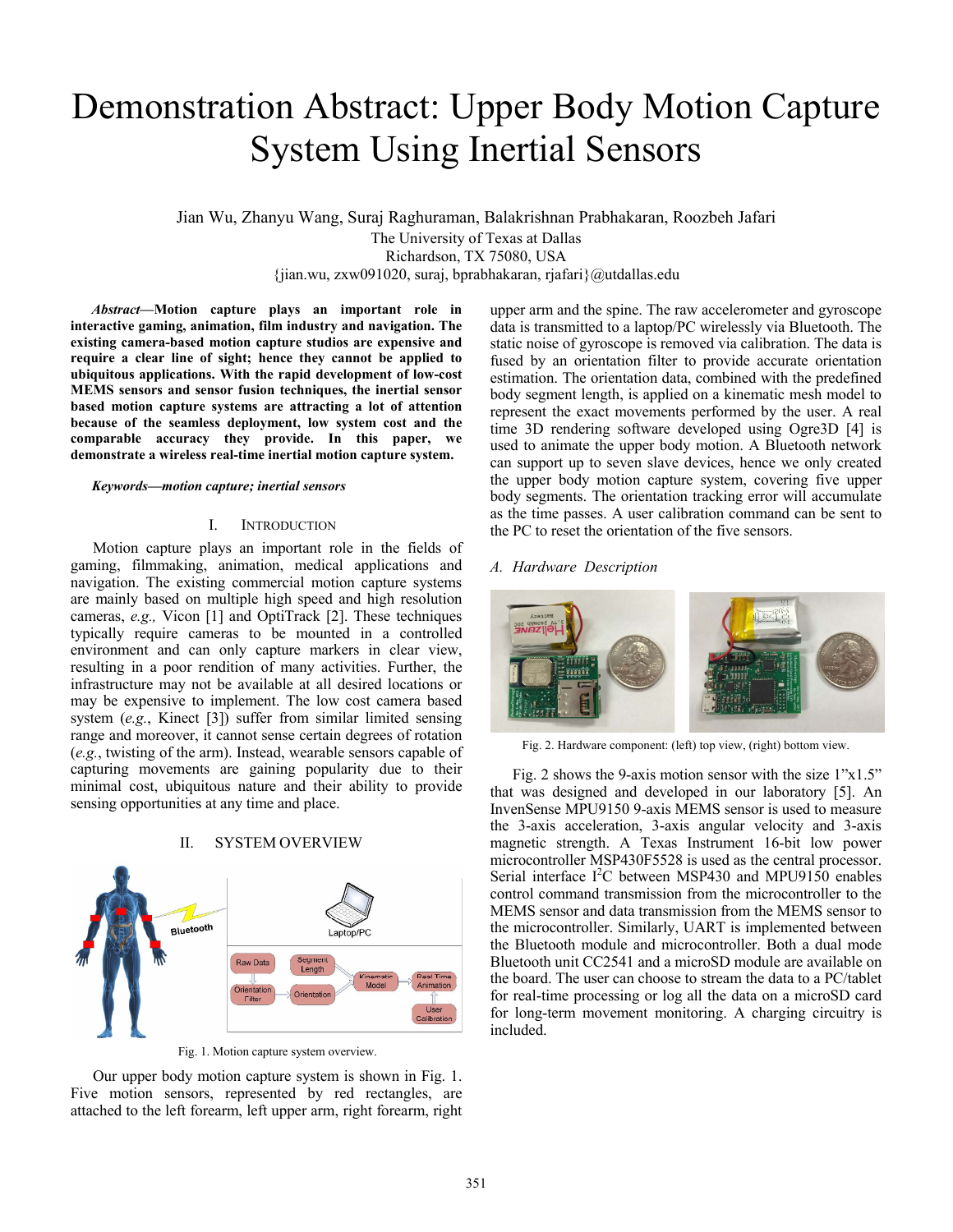# Demonstration Abstract: Upper Body Motion Capture System Using Inertial Sensors

Jian Wu, Zhanyu Wang, Suraj Raghuraman, Balakrishnan Prabhakaran, Roozbeh Jafari
The University of Texas at Dallas
Richardson, TX 75080, USA
{jian.wu, zxw091020, suraj, bprabhakaran, rjafari}@utdallas.edu

***Abstract*—Motion capture plays an important role in interactive gaming, animation, film industry and navigation. The existing camera-based motion capture studios are expensive and require a clear line of sight; hence they cannot be applied to ubiquitous applications. With the rapid development of low-cost MEMS sensors and sensor fusion techniques, the inertial sensor based motion capture systems are attracting a lot of attention because of the seamless deployment, low system cost and the comparable accuracy they provide. In this paper, we demonstrate a wireless real-time inertial motion capture system.**

***Keywords—motion capture; inertial sensors***

## I. Introduction

Motion capture plays an important role in the fields of gaming, filmmaking, animation, medical applications and navigation. The existing commercial motion capture systems are mainly based on multiple high speed and high resolution cameras, *e.g.,* Vicon [1] and OptiTrack [2]. These techniques typically require cameras to be mounted in a controlled environment and can only capture markers in clear view, resulting in a poor rendition of many activities. Further, the infrastructure may not be available at all desired locations or may be expensive to implement. The low cost camera based system (*e.g.*, Kinect [3]) suffer from similar limited sensing range and moreover, it cannot sense certain degrees of rotation (*e.g.*, twisting of the arm). Instead, wearable sensors capable of capturing movements are gaining popularity due to their minimal cost, ubiquitous nature and their ability to provide sensing opportunities at any time and place.

## II. System Overview

Fig. 1. Motion capture system overview.

Our upper body motion capture system is shown in Fig. 1. Five motion sensors, represented by red rectangles, are attached to the left forearm, left upper arm, right forearm, right upper arm and the spine. The raw accelerometer and gyroscope data is transmitted to a laptop/PC wirelessly via Bluetooth. The static noise of gyroscope is removed via calibration. The data is fused by an orientation filter to provide accurate orientation estimation. The orientation data, combined with the predefined body segment length, is applied on a kinematic mesh model to represent the exact movements performed by the user. A real time 3D rendering software developed using Ogre3D [4] is used to animate the upper body motion. A Bluetooth network can support up to seven slave devices, hence we only created the upper body motion capture system, covering five upper body segments. The orientation tracking error will accumulate as the time passes. A user calibration command can be sent to the PC to reset the orientation of the five sensors.

### *A. Hardware Description*

Fig. 2. Hardware component: (left) top view, (right) bottom view.

Fig. 2 shows the 9-axis motion sensor with the size 1"x1.5" that was designed and developed in our laboratory [5]. An InvenSense MPU9150 9-axis MEMS sensor is used to measure the 3-axis acceleration, 3-axis angular velocity and 3-axis magnetic strength. A Texas Instrument 16-bit low power microcontroller MSP430F5528 is used as the central processor. Serial interface $I^2C$ between MSP430 and MPU9150 enables control command transmission from the microcontroller to the MEMS sensor and data transmission from the MEMS sensor to the microcontroller. Similarly, UART is implemented between the Bluetooth module and microcontroller. Both a dual mode Bluetooth unit CC2541 and a microSD module are available on the board. The user can choose to stream the data to a PC/tablet for real-time processing or log all the data on a microSD card for long-term movement monitoring. A charging circuitry is included.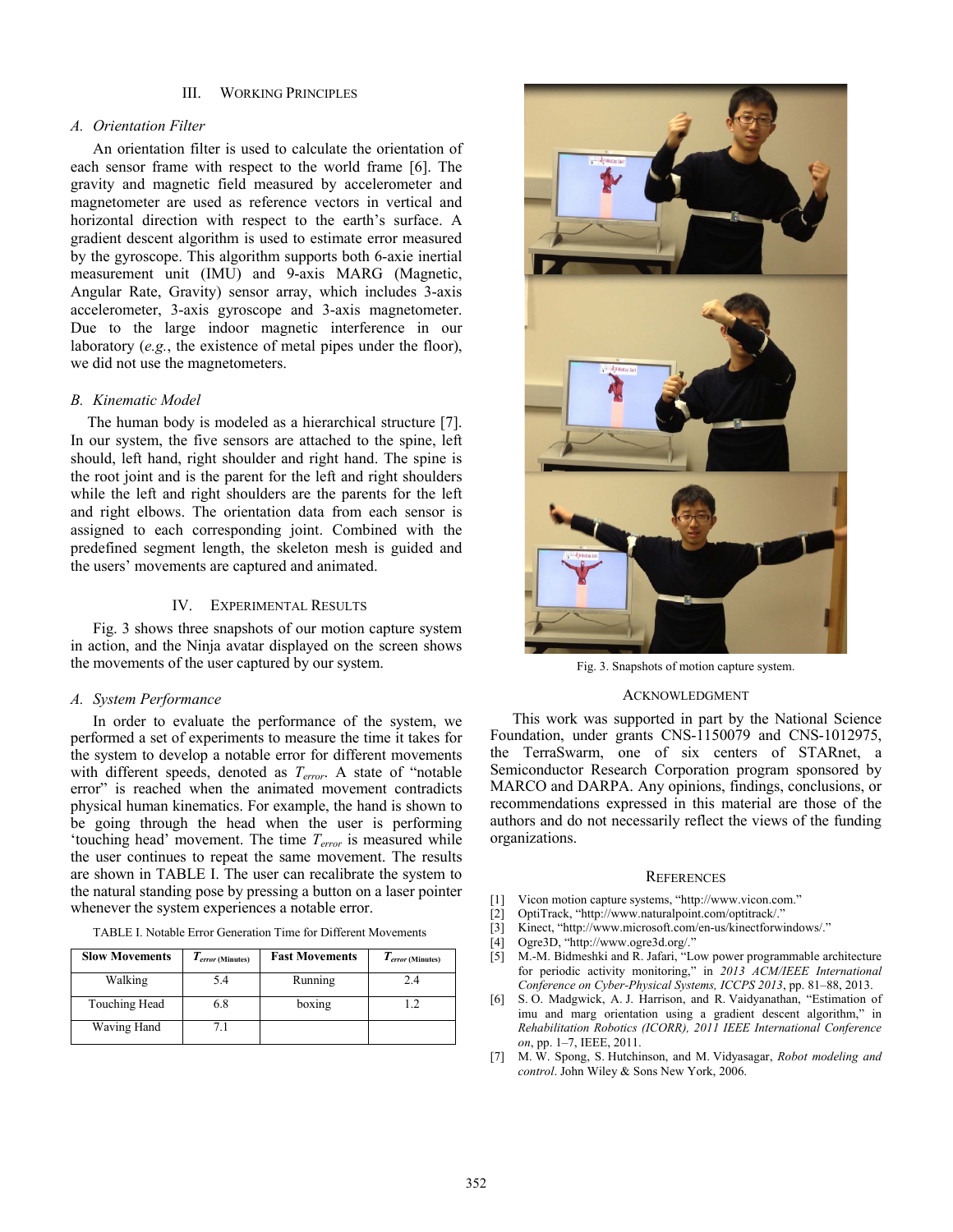## III. Working Principles

### A. Orientation Filter

An orientation filter is used to calculate the orientation of each sensor frame with respect to the world frame [6]. The gravity and magnetic field measured by accelerometer and magnetometer are used as reference vectors in vertical and horizontal direction with respect to the earth's surface. A gradient descent algorithm is used to estimate error measured by the gyroscope. This algorithm supports both 6-axie inertial measurement unit (IMU) and 9-axis MARG (Magnetic, Angular Rate, Gravity) sensor array, which includes 3-axis accelerometer, 3-axis gyroscope and 3-axis magnetometer. Due to the large indoor magnetic interference in our laboratory (*e.g.*, the existence of metal pipes under the floor), we did not use the magnetometers.

### B. Kinematic Model

The human body is modeled as a hierarchical structure [7]. In our system, the five sensors are attached to the spine, left should, left hand, right shoulder and right hand. The spine is the root joint and is the parent for the left and right shoulders while the left and right shoulders are the parents for the left and right elbows. The orientation data from each sensor is assigned to each corresponding joint. Combined with the predefined segment length, the skeleton mesh is guided and the users' movements are captured and animated.

## IV. Experimental Results

Fig. 3 shows three snapshots of our motion capture system in action, and the Ninja avatar displayed on the screen shows the movements of the user captured by our system.

### A. System Performance

In order to evaluate the performance of the system, we performed a set of experiments to measure the time it takes for the system to develop a notable error for different movements with different speeds, denoted as $T_{error}$. A state of "notable error" is reached when the animated movement contradicts physical human kinematics. For example, the hand is shown to be going through the head when the user is performing 'touching head' movement. The time $T_{error}$ is measured while the user continues to repeat the same movement. The results are shown in TABLE I. The user can recalibrate the system to the natural standing pose by pressing a button on a laser pointer whenever the system experiences a notable error.

TABLE I. Notable Error Generation Time for Different Movements

| Slow Movements | $T_{error}$ (Minutes) | Fast Movements | $T_{error}$ (Minutes) |
|---|---|---|---|
| Walking | 5.4 | Running | 2.4 |
| Touching Head | 6.8 | boxing | 1.2 |
| Waving Hand | 7.1 | | |

Fig. 3. Snapshots of motion capture system.

## Acknowledgment

This work was supported in part by the National Science Foundation, under grants CNS-1150079 and CNS-1012975, the TerraSwarm, one of six centers of STARnet, a Semiconductor Research Corporation program sponsored by MARCO and DARPA. Any opinions, findings, conclusions, or recommendations expressed in this material are those of the authors and do not necessarily reflect the views of the funding organizations.

## References

[1] Vicon motion capture systems, "http://www.vicon.com."

[2] OptiTrack, "http://www.naturalpoint.com/optitrack/."

[3] Kinect, "http://www.microsoft.com/en-us/kinectforwindows/."

[4] Ogre3D, "http://www.ogre3d.org/."

[5] M.-M. Bidmeshki and R. Jafari, "Low power programmable architecture for periodic activity monitoring," in *2013 ACM/IEEE International Conference on Cyber-Physical Systems, ICCPS 2013*, pp. 81–88, 2013.

[6] S. O. Madgwick, A. J. Harrison, and R. Vaidyanathan, "Estimation of imu and marg orientation using a gradient descent algorithm," in *Rehabilitation Robotics (ICORR), 2011 IEEE International Conference on*, pp. 1–7, IEEE, 2011.

[7] M. W. Spong, S. Hutchinson, and M. Vidyasagar, *Robot modeling and control*. John Wiley & Sons New York, 2006.